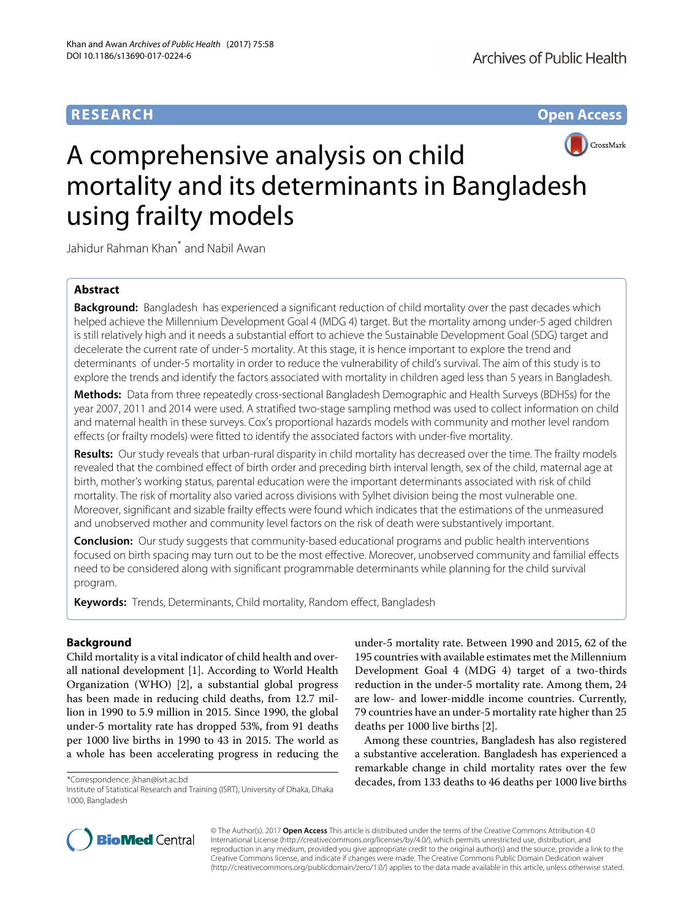RESEARCH

Open Access

# A comprehensive analysis on child mortality and its determinants in Bangladesh using frailty models

Jahidur Rahman Khan* and Nabil Awan

## Abstract

**Background:** Bangladesh has experienced a significant reduction of child mortality over the past decades which helped achieve the Millennium Development Goal 4 (MDG 4) target. But the mortality among under-5 aged children is still relatively high and it needs a substantial effort to achieve the Sustainable Development Goal (SDG) target and decelerate the current rate of under-5 mortality. At this stage, it is hence important to explore the trend and determinants of under-5 mortality in order to reduce the vulnerability of child's survival. The aim of this study is to explore the trends and identify the factors associated with mortality in children aged less than 5 years in Bangladesh.

**Methods:** Data from three repeatedly cross-sectional Bangladesh Demographic and Health Surveys (BDHSs) for the year 2007, 2011 and 2014 were used. A stratified two-stage sampling method was used to collect information on child and maternal health in these surveys. Cox's proportional hazards models with community and mother level random effects (or frailty models) were fitted to identify the associated factors with under-five mortality.

**Results:** Our study reveals that urban-rural disparity in child mortality has decreased over the time. The frailty models revealed that the combined effect of birth order and preceding birth interval length, sex of the child, maternal age at birth, mother's working status, parental education were the important determinants associated with risk of child mortality. The risk of mortality also varied across divisions with Sylhet division being the most vulnerable one. Moreover, significant and sizable frailty effects were found which indicates that the estimations of the unmeasured and unobserved mother and community level factors on the risk of death were substantively important.

**Conclusion:** Our study suggests that community-based educational programs and public health interventions focused on birth spacing may turn out to be the most effective. Moreover, unobserved community and familial effects need to be considered along with significant programmable determinants while planning for the child survival program.

**Keywords:** Trends, Determinants, Child mortality, Random effect, Bangladesh

## Background

Child mortality is a vital indicator of child health and overall national development [1]. According to World Health Organization (WHO) [2], a substantial global progress has been made in reducing child deaths, from 12.7 million in 1990 to 5.9 million in 2015. Since 1990, the global under-5 mortality rate has dropped 53%, from 91 deaths per 1000 live births in 1990 to 43 in 2015. The world as a whole has been accelerating progress in reducing the under-5 mortality rate. Between 1990 and 2015, 62 of the 195 countries with available estimates met the Millennium Development Goal 4 (MDG 4) target of a two-thirds reduction in the under-5 mortality rate. Among them, 24 are low- and lower-middle income countries. Currently, 79 countries have an under-5 mortality rate higher than 25 deaths per 1000 live births [2].

Among these countries, Bangladesh has also registered a substantive acceleration. Bangladesh has experienced a remarkable change in child mortality rates over the few decades, from 133 deaths to 46 deaths per 1000 live births

*Correspondence: jkhan@isrt.ac.bd
Institute of Statistical Research and Training (ISRT), University of Dhaka, Dhaka 1000, Bangladesh

© The Author(s). 2017 **Open Access** This article is distributed under the terms of the Creative Commons Attribution 4.0 International License (http://creativecommons.org/licenses/by/4.0/), which permits unrestricted use, distribution, and reproduction in any medium, provided you give appropriate credit to the original author(s) and the source, provide a link to the Creative Commons license, and indicate if changes were made. The Creative Commons Public Domain Dedication waiver (http://creativecommons.org/publicdomain/zero/1.0/) applies to the data made available in this article, unless otherwise stated.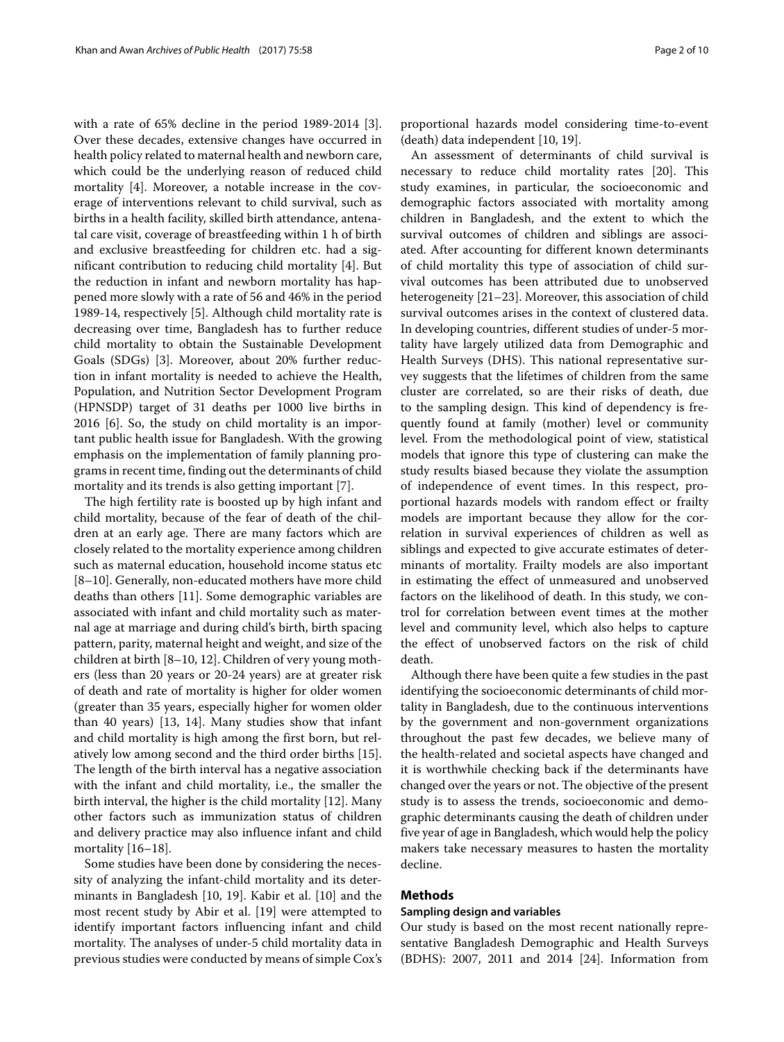with a rate of 65% decline in the period 1989-2014 [3]. Over these decades, extensive changes have occurred in health policy related to maternal health and newborn care, which could be the underlying reason of reduced child mortality [4]. Moreover, a notable increase in the coverage of interventions relevant to child survival, such as births in a health facility, skilled birth attendance, antenatal care visit, coverage of breastfeeding within 1 h of birth and exclusive breastfeeding for children etc. had a significant contribution to reducing child mortality [4]. But the reduction in infant and newborn mortality has happened more slowly with a rate of 56 and 46% in the period 1989-14, respectively [5]. Although child mortality rate is decreasing over time, Bangladesh has to further reduce child mortality to obtain the Sustainable Development Goals (SDGs) [3]. Moreover, about 20% further reduction in infant mortality is needed to achieve the Health, Population, and Nutrition Sector Development Program (HPNSDP) target of 31 deaths per 1000 live births in 2016 [6]. So, the study on child mortality is an important public health issue for Bangladesh. With the growing emphasis on the implementation of family planning programs in recent time, finding out the determinants of child mortality and its trends is also getting important [7].

The high fertility rate is boosted up by high infant and child mortality, because of the fear of death of the children at an early age. There are many factors which are closely related to the mortality experience among children such as maternal education, household income status etc [8–10]. Generally, non-educated mothers have more child deaths than others [11]. Some demographic variables are associated with infant and child mortality such as maternal age at marriage and during child's birth, birth spacing pattern, parity, maternal height and weight, and size of the children at birth [8–10, 12]. Children of very young mothers (less than 20 years or 20-24 years) are at greater risk of death and rate of mortality is higher for older women (greater than 35 years, especially higher for women older than 40 years) [13, 14]. Many studies show that infant and child mortality is high among the first born, but relatively low among second and the third order births [15]. The length of the birth interval has a negative association with the infant and child mortality, i.e., the smaller the birth interval, the higher is the child mortality [12]. Many other factors such as immunization status of children and delivery practice may also influence infant and child mortality [16–18].

Some studies have been done by considering the necessity of analyzing the infant-child mortality and its determinants in Bangladesh [10, 19]. Kabir et al. [10] and the most recent study by Abir et al. [19] were attempted to identify important factors influencing infant and child mortality. The analyses of under-5 child mortality data in previous studies were conducted by means of simple Cox's proportional hazards model considering time-to-event (death) data independent [10, 19].

An assessment of determinants of child survival is necessary to reduce child mortality rates [20]. This study examines, in particular, the socioeconomic and demographic factors associated with mortality among children in Bangladesh, and the extent to which the survival outcomes of children and siblings are associated. After accounting for different known determinants of child mortality this type of association of child survival outcomes has been attributed due to unobserved heterogeneity [21–23]. Moreover, this association of child survival outcomes arises in the context of clustered data. In developing countries, different studies of under-5 mortality have largely utilized data from Demographic and Health Surveys (DHS). This national representative survey suggests that the lifetimes of children from the same cluster are correlated, so are their risks of death, due to the sampling design. This kind of dependency is frequently found at family (mother) level or community level. From the methodological point of view, statistical models that ignore this type of clustering can make the study results biased because they violate the assumption of independence of event times. In this respect, proportional hazards models with random effect or frailty models are important because they allow for the correlation in survival experiences of children as well as siblings and expected to give accurate estimates of determinants of mortality. Frailty models are also important in estimating the effect of unmeasured and unobserved factors on the likelihood of death. In this study, we control for correlation between event times at the mother level and community level, which also helps to capture the effect of unobserved factors on the risk of child death.

Although there have been quite a few studies in the past identifying the socioeconomic determinants of child mortality in Bangladesh, due to the continuous interventions by the government and non-government organizations throughout the past few decades, we believe many of the health-related and societal aspects have changed and it is worthwhile checking back if the determinants have changed over the years or not. The objective of the present study is to assess the trends, socioeconomic and demographic determinants causing the death of children under five year of age in Bangladesh, which would help the policy makers take necessary measures to hasten the mortality decline.

## Methods

### Sampling design and variables

Our study is based on the most recent nationally representative Bangladesh Demographic and Health Surveys (BDHS): 2007, 2011 and 2014 [24]. Information from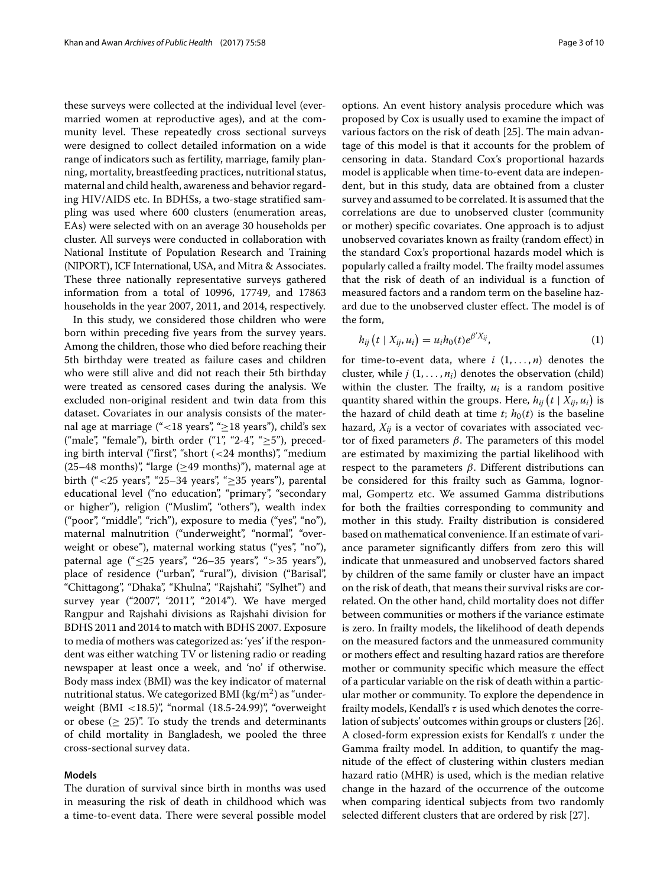these surveys were collected at the individual level (ever-married women at reproductive ages), and at the community level. These repeatedly cross sectional surveys were designed to collect detailed information on a wide range of indicators such as fertility, marriage, family planning, mortality, breastfeeding practices, nutritional status, maternal and child health, awareness and behavior regarding HIV/AIDS etc. In BDHSs, a two-stage stratified sampling was used where 600 clusters (enumeration areas, EAs) were selected with on an average 30 households per cluster. All surveys were conducted in collaboration with National Institute of Population Research and Training (NIPORT), ICF International, USA, and Mitra & Associates. These three nationally representative surveys gathered information from a total of 10996, 17749, and 17863 households in the year 2007, 2011, and 2014, respectively.

In this study, we considered those children who were born within preceding five years from the survey years. Among the children, those who died before reaching their 5th birthday were treated as failure cases and children who were still alive and did not reach their 5th birthday were treated as censored cases during the analysis. We excluded non-original resident and twin data from this dataset. Covariates in our analysis consists of the maternal age at marriage ("<18 years", "≥18 years"), child's sex ("male", "female"), birth order ("1", "2-4", "≥5"), preceding birth interval ("first", "short (<24 months)", "medium (25–48 months)", "large (≥49 months)"), maternal age at birth ("<25 years", "25–34 years", "≥35 years"), parental educational level ("no education", "primary", "secondary or higher"), religion ("Muslim", "others"), wealth index ("poor", "middle", "rich"), exposure to media ("yes", "no"), maternal malnutrition ("underweight", "normal", "overweight or obese"), maternal working status ("yes", "no"), paternal age ("≤25 years", "26–35 years", ">35 years"), place of residence ("urban", "rural"), division ("Barisal", "Chittagong", "Dhaka", "Khulna", "Rajshahi", "Sylhet") and survey year ("2007", '2011", "2014"). We have merged Rangpur and Rajshahi divisions as Rajshahi division for BDHS 2011 and 2014 to match with BDHS 2007. Exposure to media of mothers was categorized as: 'yes' if the respondent was either watching TV or listening radio or reading newspaper at least once a week, and 'no' if otherwise. Body mass index (BMI) was the key indicator of maternal nutritional status. We categorized BMI ($kg/m^2$) as "underweight (BMI <18.5)", "normal (18.5-24.99)", "overweight or obese (≥ 25)". To study the trends and determinants of child mortality in Bangladesh, we pooled the three cross-sectional survey data.

#### Models

The duration of survival since birth in months was used in measuring the risk of death in childhood which was a time-to-event data. There were several possible model options. An event history analysis procedure which was proposed by Cox is usually used to examine the impact of various factors on the risk of death [25]. The main advantage of this model is that it accounts for the problem of censoring in data. Standard Cox's proportional hazards model is applicable when time-to-event data are independent, but in this study, data are obtained from a cluster survey and assumed to be correlated. It is assumed that the correlations are due to unobserved cluster (community or mother) specific covariates. One approach is to adjust unobserved covariates known as frailty (random effect) in the standard Cox's proportional hazards model which is popularly called a frailty model. The frailty model assumes that the risk of death of an individual is a function of measured factors and a random term on the baseline hazard due to the unobserved cluster effect. The model is of the form,

$$h_{ij}\left(t \mid X_{ij}, u_i\right) = u_i h_0(t) e^{\beta' X_{ij}}, \tag{1}$$

for time-to-event data, where $i$ $(1,\ldots,n)$ denotes the cluster, while $j$ $(1,\ldots,n_i)$ denotes the observation (child) within the cluster. The frailty, $u_i$ is a random positive quantity shared within the groups. Here, $h_{ij}\left(t \mid X_{ij}, u_i\right)$ is the hazard of child death at time $t$; $h_0(t)$ is the baseline hazard, $X_{ij}$ is a vector of covariates with associated vector of fixed parameters $\beta$. The parameters of this model are estimated by maximizing the partial likelihood with respect to the parameters $\beta$. Different distributions can be considered for this frailty such as Gamma, lognormal, Gompertz etc. We assumed Gamma distributions for both the frailties corresponding to community and mother in this study. Frailty distribution is considered based on mathematical convenience. If an estimate of variance parameter significantly differs from zero this will indicate that unmeasured and unobserved factors shared by children of the same family or cluster have an impact on the risk of death, that means their survival risks are correlated. On the other hand, child mortality does not differ between communities or mothers if the variance estimate is zero. In frailty models, the likelihood of death depends on the measured factors and the unmeasured community or mothers effect and resulting hazard ratios are therefore mother or community specific which measure the effect of a particular variable on the risk of death within a particular mother or community. To explore the dependence in frailty models, Kendall's $\tau$ is used which denotes the correlation of subjects' outcomes within groups or clusters [26]. A closed-form expression exists for Kendall's $\tau$ under the Gamma frailty model. In addition, to quantify the magnitude of the effect of clustering within clusters median hazard ratio (MHR) is used, which is the median relative change in the hazard of the occurrence of the outcome when comparing identical subjects from two randomly selected different clusters that are ordered by risk [27].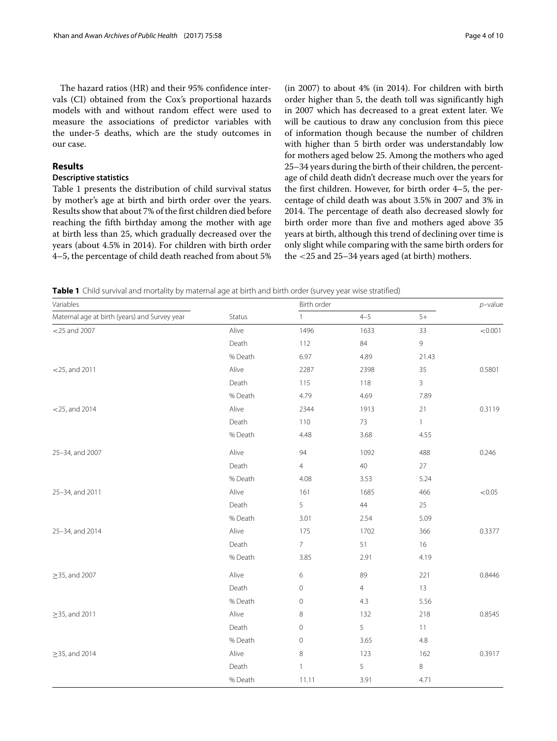The hazard ratios (HR) and their 95% confidence intervals (CI) obtained from the Cox's proportional hazards models with and without random effect were used to measure the associations of predictor variables with the under-5 deaths, which are the study outcomes in our case.

## Results

### Descriptive statistics

Table 1 presents the distribution of child survival status by mother's age at birth and birth order over the years. Results show that about 7% of the first children died before reaching the fifth birthday among the mother with age at birth less than 25, which gradually decreased over the years (about 4.5% in 2014). For children with birth order 4–5, the percentage of child death reached from about 5% (in 2007) to about 4% (in 2014). For children with birth order higher than 5, the death toll was significantly high in 2007 which has decreased to a great extent later. We will be cautious to draw any conclusion from this piece of information though because the number of children with higher than 5 birth order was understandably low for mothers aged below 25. Among the mothers who aged 25–34 years during the birth of their children, the percentage of child death didn't decrease much over the years for the first children. However, for birth order 4–5, the percentage of child death was about 3.5% in 2007 and 3% in 2014. The percentage of death also decreased slowly for birth order more than five and mothers aged above 35 years at birth, although this trend of declining over time is only slight while comparing with the same birth orders for the <25 and 25–34 years aged (at birth) mothers.

**Table 1** Child survival and mortality by maternal age at birth and birth order (survey year wise stratified)

| Variables | | Birth order | | | *p*–value |
|---|---|---|---|---|---|
| Maternal age at birth (years) and Survey year | Status | 1 | 4–5 | 5+ | |
| <25 and 2007 | Alive | 1496 | 1633 | 33 | <0.001 |
| | Death | 112 | 84 | 9 | |
| | % Death | 6.97 | 4.89 | 21.43 | |
| <25, and 2011 | Alive | 2287 | 2398 | 35 | 0.5801 |
| | Death | 115 | 118 | 3 | |
| | % Death | 4.79 | 4.69 | 7.89 | |
| <25, and 2014 | Alive | 2344 | 1913 | 21 | 0.3119 |
| | Death | 110 | 73 | 1 | |
| | % Death | 4.48 | 3.68 | 4.55 | |
| 25–34, and 2007 | Alive | 94 | 1092 | 488 | 0.246 |
| | Death | 4 | 40 | 27 | |
| | % Death | 4.08 | 3.53 | 5.24 | |
| 25–34, and 2011 | Alive | 161 | 1685 | 466 | <0.05 |
| | Death | 5 | 44 | 25 | |
| | % Death | 3.01 | 2.54 | 5.09 | |
| 25–34, and 2014 | Alive | 175 | 1702 | 366 | 0.3377 |
| | Death | 7 | 51 | 16 | |
| | % Death | 3.85 | 2.91 | 4.19 | |
| ≥35, and 2007 | Alive | 6 | 89 | 221 | 0.8446 |
| | Death | 0 | 4 | 13 | |
| | % Death | 0 | 4.3 | 5.56 | |
| ≥35, and 2011 | Alive | 8 | 132 | 218 | 0.8545 |
| | Death | 0 | 5 | 11 | |
| | % Death | 0 | 3.65 | 4.8 | |
| ≥35, and 2014 | Alive | 8 | 123 | 162 | 0.3917 |
| | Death | 1 | 5 | 8 | |
| | % Death | 11.11 | 3.91 | 4.71 | |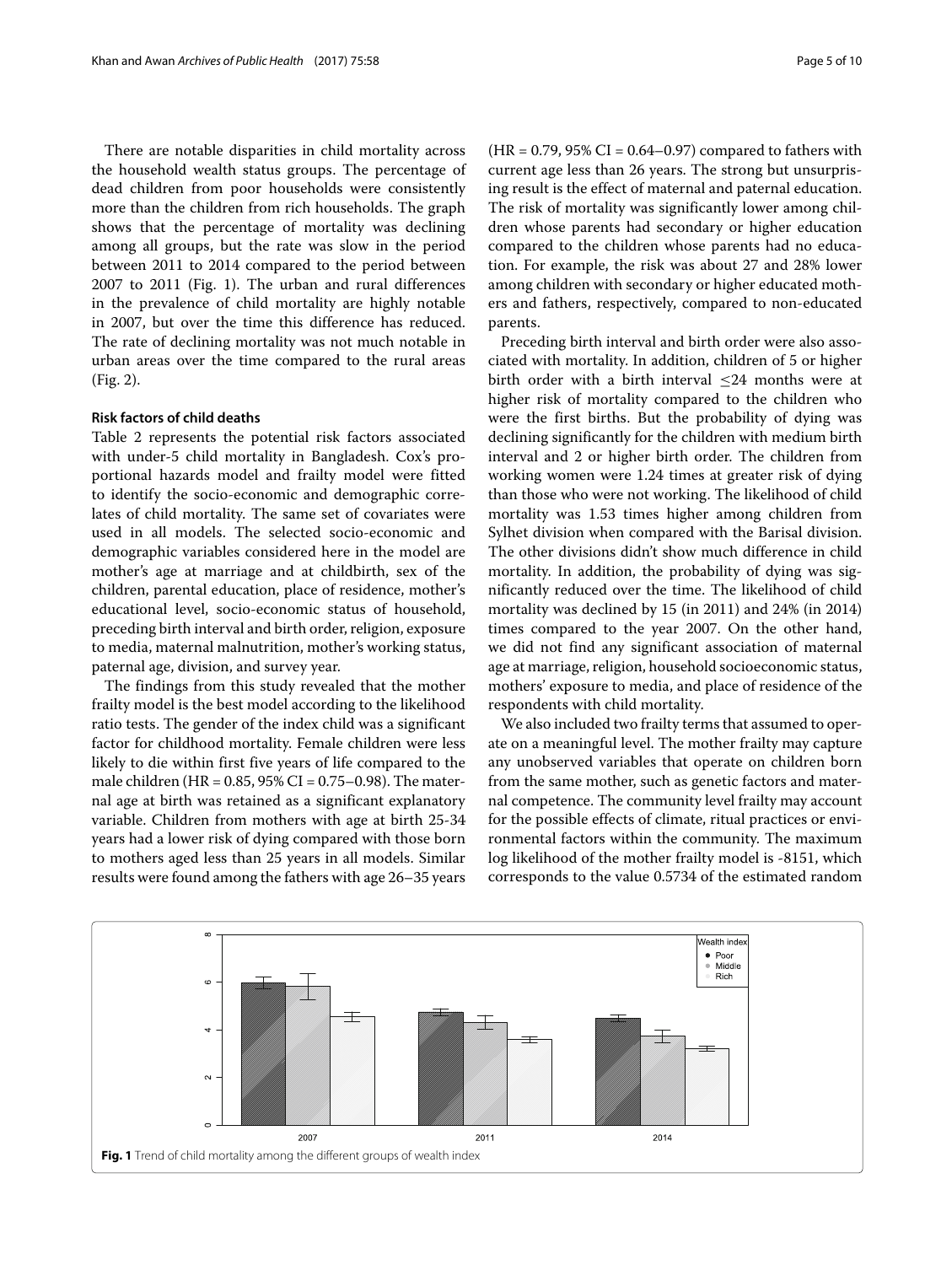There are notable disparities in child mortality across the household wealth status groups. The percentage of dead children from poor households were consistently more than the children from rich households. The graph shows that the percentage of mortality was declining among all groups, but the rate was slow in the period between 2011 to 2014 compared to the period between 2007 to 2011 (Fig. 1). The urban and rural differences in the prevalence of child mortality are highly notable in 2007, but over the time this difference has reduced. The rate of declining mortality was not much notable in urban areas over the time compared to the rural areas (Fig. 2).

### Risk factors of child deaths

Table 2 represents the potential risk factors associated with under-5 child mortality in Bangladesh. Cox's proportional hazards model and frailty model were fitted to identify the socio-economic and demographic correlates of child mortality. The same set of covariates were used in all models. The selected socio-economic and demographic variables considered here in the model are mother's age at marriage and at childbirth, sex of the children, parental education, place of residence, mother's educational level, socio-economic status of household, preceding birth interval and birth order, religion, exposure to media, maternal malnutrition, mother's working status, paternal age, division, and survey year.

The findings from this study revealed that the mother frailty model is the best model according to the likelihood ratio tests. The gender of the index child was a significant factor for childhood mortality. Female children were less likely to die within first five years of life compared to the male children (HR = 0.85, 95% CI = 0.75–0.98). The maternal age at birth was retained as a significant explanatory variable. Children from mothers with age at birth 25-34 years had a lower risk of dying compared with those born to mothers aged less than 25 years in all models. Similar results were found among the fathers with age 26–35 years (HR = 0.79, 95% CI = 0.64–0.97) compared to fathers with current age less than 26 years. The strong but unsurprising result is the effect of maternal and paternal education. The risk of mortality was significantly lower among children whose parents had secondary or higher education compared to the children whose parents had no education. For example, the risk was about 27 and 28% lower among children with secondary or higher educated mothers and fathers, respectively, compared to non-educated parents.

Preceding birth interval and birth order were also associated with mortality. In addition, children of 5 or higher birth order with a birth interval ≤24 months were at higher risk of mortality compared to the children who were the first births. But the probability of dying was declining significantly for the children with medium birth interval and 2 or higher birth order. The children from working women were 1.24 times at greater risk of dying than those who were not working. The likelihood of child mortality was 1.53 times higher among children from Sylhet division when compared with the Barisal division. The other divisions didn't show much difference in child mortality. In addition, the probability of dying was significantly reduced over the time. The likelihood of child mortality was declined by 15 (in 2011) and 24% (in 2014) times compared to the year 2007. On the other hand, we did not find any significant association of maternal age at marriage, religion, household socioeconomic status, mothers' exposure to media, and place of residence of the respondents with child mortality.

We also included two frailty terms that assumed to operate on a meaningful level. The mother frailty may capture any unobserved variables that operate on children born from the same mother, such as genetic factors and maternal competence. The community level frailty may account for the possible effects of climate, ritual practices or environmental factors within the community. The maximum log likelihood of the mother frailty model is -8151, which corresponds to the value 0.5734 of the estimated random

**Fig. 1** Trend of child mortality among the different groups of wealth index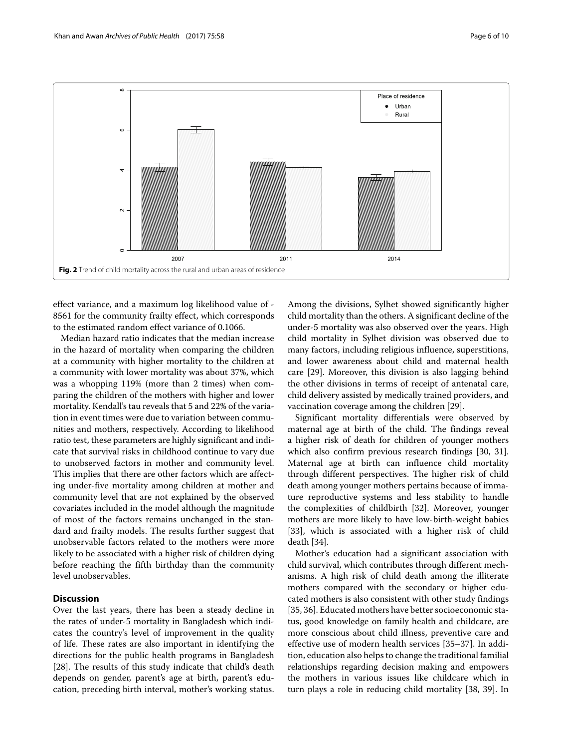Fig. 2 Trend of child mortality across the rural and urban areas of residence

effect variance, and a maximum log likelihood value of -8561 for the community frailty effect, which corresponds to the estimated random effect variance of 0.1066.

Median hazard ratio indicates that the median increase in the hazard of mortality when comparing the children at a community with higher mortality to the children at a community with lower mortality was about 37%, which was a whopping 119% (more than 2 times) when comparing the children of the mothers with higher and lower mortality. Kendall's tau reveals that 5 and 22% of the variation in event times were due to variation between communities and mothers, respectively. According to likelihood ratio test, these parameters are highly significant and indicate that survival risks in childhood continue to vary due to unobserved factors in mother and community level. This implies that there are other factors which are affecting under-five mortality among children at mother and community level that are not explained by the observed covariates included in the model although the magnitude of most of the factors remains unchanged in the standard and frailty models. The results further suggest that unobservable factors related to the mothers were more likely to be associated with a higher risk of children dying before reaching the fifth birthday than the community level unobservables.

## Discussion

Over the last years, there has been a steady decline in the rates of under-5 mortality in Bangladesh which indicates the country's level of improvement in the quality of life. These rates are also important in identifying the directions for the public health programs in Bangladesh [28]. The results of this study indicate that child's death depends on gender, parent's age at birth, parent's education, preceding birth interval, mother's working status. Among the divisions, Sylhet showed significantly higher child mortality than the others. A significant decline of the under-5 mortality was also observed over the years. High child mortality in Sylhet division was observed due to many factors, including religious influence, superstitions, and lower awareness about child and maternal health care [29]. Moreover, this division is also lagging behind the other divisions in terms of receipt of antenatal care, child delivery assisted by medically trained providers, and vaccination coverage among the children [29].

Significant mortality differentials were observed by maternal age at birth of the child. The findings reveal a higher risk of death for children of younger mothers which also confirm previous research findings [30, 31]. Maternal age at birth can influence child mortality through different perspectives. The higher risk of child death among younger mothers pertains because of immature reproductive systems and less stability to handle the complexities of childbirth [32]. Moreover, younger mothers are more likely to have low-birth-weight babies [33], which is associated with a higher risk of child death [34].

Mother's education had a significant association with child survival, which contributes through different mechanisms. A high risk of child death among the illiterate mothers compared with the secondary or higher educated mothers is also consistent with other study findings [35, 36]. Educated mothers have better socioeconomic status, good knowledge on family health and childcare, are more conscious about child illness, preventive care and effective use of modern health services [35–37]. In addition, education also helps to change the traditional familial relationships regarding decision making and empowers the mothers in various issues like childcare which in turn plays a role in reducing child mortality [38, 39]. In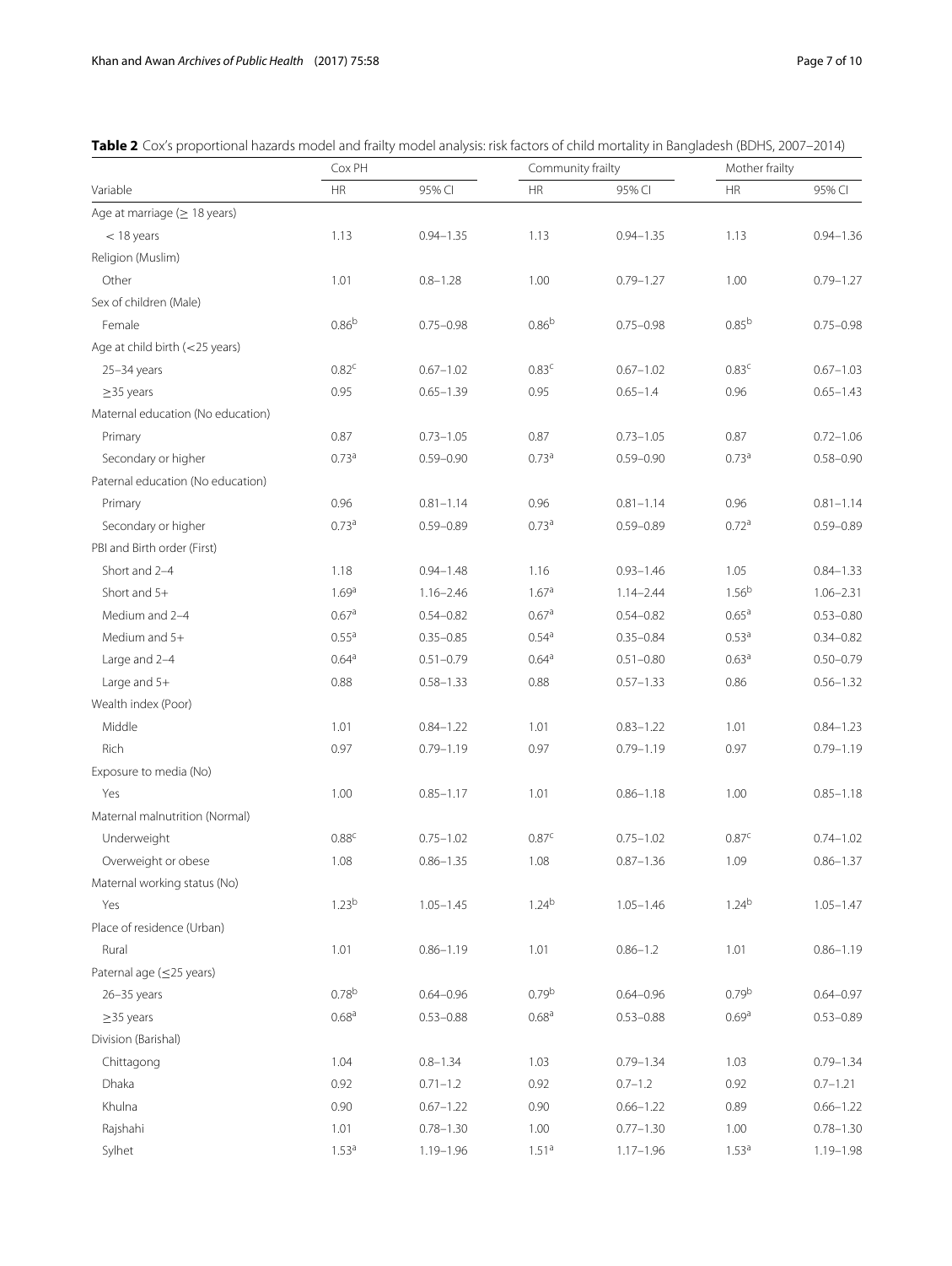**Table 2** Cox's proportional hazards model and frailty model analysis: risk factors of child mortality in Bangladesh (BDHS, 2007–2014)

| Variable | Cox PH | | Community frailty | | Mother frailty | |
|---|---|---|---|---|---|---|
| | HR | 95% CI | HR | 95% CI | HR | 95% CI |
| Age at marriage (≥ 18 years) | | | | | | |
| < 18 years | 1.13 | 0.94–1.35 | 1.13 | 0.94–1.35 | 1.13 | 0.94–1.36 |
| Religion (Muslim) | | | | | | |
| Other | 1.01 | 0.8–1.28 | 1.00 | 0.79–1.27 | 1.00 | 0.79–1.27 |
| Sex of children (Male) | | | | | | |
| Female | 0.86[b] | 0.75–0.98 | 0.86[b] | 0.75–0.98 | 0.85[b] | 0.75–0.98 |
| Age at child birth (<25 years) | | | | | | |
| 25–34 years | 0.82[c] | 0.67–1.02 | 0.83[c] | 0.67–1.02 | 0.83[c] | 0.67–1.03 |
| ≥35 years | 0.95 | 0.65–1.39 | 0.95 | 0.65–1.4 | 0.96 | 0.65–1.43 |
| Maternal education (No education) | | | | | | |
| Primary | 0.87 | 0.73–1.05 | 0.87 | 0.73–1.05 | 0.87 | 0.72–1.06 |
| Secondary or higher | 0.73[a] | 0.59–0.90 | 0.73[a] | 0.59–0.90 | 0.73[a] | 0.58–0.90 |
| Paternal education (No education) | | | | | | |
| Primary | 0.96 | 0.81–1.14 | 0.96 | 0.81–1.14 | 0.96 | 0.81–1.14 |
| Secondary or higher | 0.73[a] | 0.59–0.89 | 0.73[a] | 0.59–0.89 | 0.72[a] | 0.59–0.89 |
| PBI and Birth order (First) | | | | | | |
| Short and 2–4 | 1.18 | 0.94–1.48 | 1.16 | 0.93–1.46 | 1.05 | 0.84–1.33 |
| Short and 5+ | 1.69[a] | 1.16–2.46 | 1.67[a] | 1.14–2.44 | 1.56[b] | 1.06–2.31 |
| Medium and 2–4 | 0.67[a] | 0.54–0.82 | 0.67[a] | 0.54–0.82 | 0.65[a] | 0.53–0.80 |
| Medium and 5+ | 0.55[a] | 0.35–0.85 | 0.54[a] | 0.35–0.84 | 0.53[a] | 0.34–0.82 |
| Large and 2–4 | 0.64[a] | 0.51–0.79 | 0.64[a] | 0.51–0.80 | 0.63[a] | 0.50–0.79 |
| Large and 5+ | 0.88 | 0.58–1.33 | 0.88 | 0.57–1.33 | 0.86 | 0.56–1.32 |
| Wealth index (Poor) | | | | | | |
| Middle | 1.01 | 0.84–1.22 | 1.01 | 0.83–1.22 | 1.01 | 0.84–1.23 |
| Rich | 0.97 | 0.79–1.19 | 0.97 | 0.79–1.19 | 0.97 | 0.79–1.19 |
| Exposure to media (No) | | | | | | |
| Yes | 1.00 | 0.85–1.17 | 1.01 | 0.86–1.18 | 1.00 | 0.85–1.18 |
| Maternal malnutrition (Normal) | | | | | | |
| Underweight | 0.88[c] | 0.75–1.02 | 0.87[c] | 0.75–1.02 | 0.87[c] | 0.74–1.02 |
| Overweight or obese | 1.08 | 0.86–1.35 | 1.08 | 0.87–1.36 | 1.09 | 0.86–1.37 |
| Maternal working status (No) | | | | | | |
| Yes | 1.23[b] | 1.05–1.45 | 1.24[b] | 1.05–1.46 | 1.24[b] | 1.05–1.47 |
| Place of residence (Urban) | | | | | | |
| Rural | 1.01 | 0.86–1.19 | 1.01 | 0.86–1.2 | 1.01 | 0.86–1.19 |
| Paternal age (≤25 years) | | | | | | |
| 26–35 years | 0.78[b] | 0.64–0.96 | 0.79[b] | 0.64–0.96 | 0.79[b] | 0.64–0.97 |
| ≥35 years | 0.68[a] | 0.53–0.88 | 0.68[a] | 0.53–0.88 | 0.69[a] | 0.53–0.89 |
| Division (Barishal) | | | | | | |
| Chittagong | 1.04 | 0.8–1.34 | 1.03 | 0.79–1.34 | 1.03 | 0.79–1.34 |
| Dhaka | 0.92 | 0.71–1.2 | 0.92 | 0.7–1.2 | 0.92 | 0.7–1.21 |
| Khulna | 0.90 | 0.67–1.22 | 0.90 | 0.66–1.22 | 0.89 | 0.66–1.22 |
| Rajshahi | 1.01 | 0.78–1.30 | 1.00 | 0.77–1.30 | 1.00 | 0.78–1.30 |
| Sylhet | 1.53[a] | 1.19–1.96 | 1.51[a] | 1.17–1.96 | 1.53[a] | 1.19–1.98 |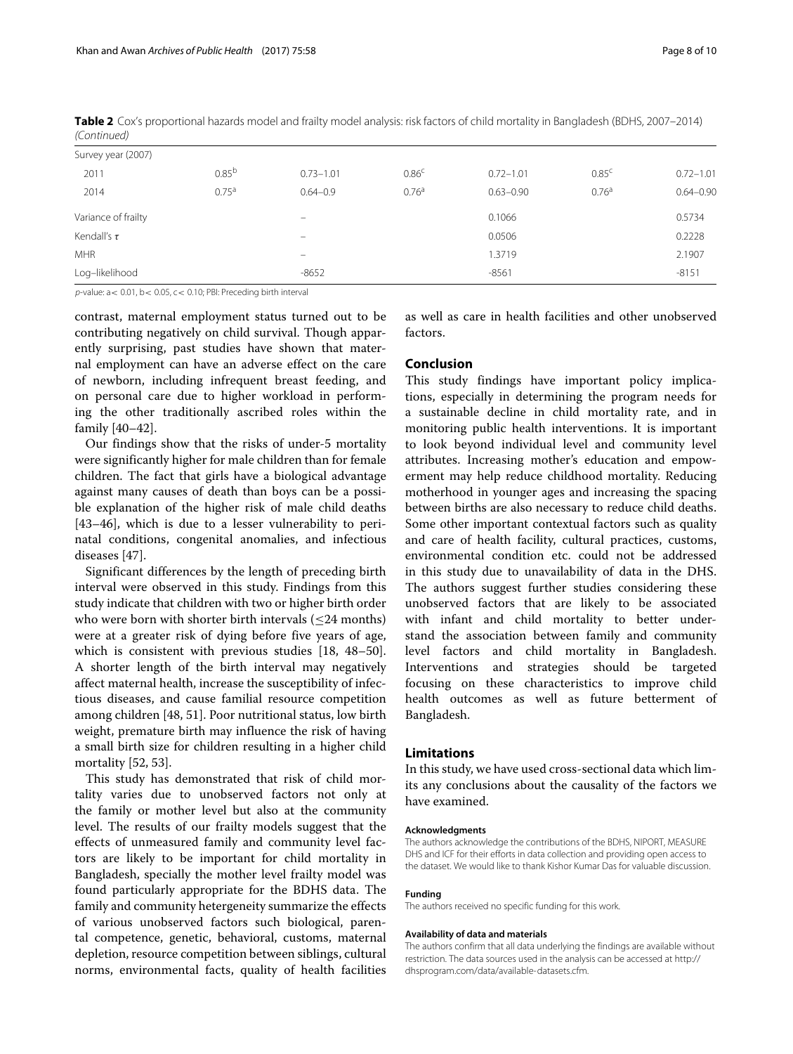**Table 2** Cox's proportional hazards model and frailty model analysis: risk factors of child mortality in Bangladesh (BDHS, 2007–2014) *(Continued)*

| | | | | | | |
|---|---|---|---|---|---|---|
| Survey year (2007) | | | | | | |
| 2011 | 0.85[b] | 0.73–1.01 | 0.86[c] | 0.72–1.01 | 0.85[c] | 0.72–1.01 |
| 2014 | 0.75[a] | 0.64–0.9 | 0.76[a] | 0.63–0.90 | 0.76[a] | 0.64–0.90 |
| Variance of frailty | | – | | 0.1066 | | 0.5734 |
| Kendall's $\tau$ | | – | | 0.0506 | | 0.2228 |
| MHR | | – | | 1.3719 | | 2.1907 |
| Log–likelihood | | -8652 | | -8561 | | -8151 |

*p*-value: a< 0.01, b< 0.05, c< 0.10; PBI: Preceding birth interval

contrast, maternal employment status turned out to be contributing negatively on child survival. Though apparently surprising, past studies have shown that maternal employment can have an adverse effect on the care of newborn, including infrequent breast feeding, and on personal care due to higher workload in performing the other traditionally ascribed roles within the family [40–42].

Our findings show that the risks of under-5 mortality were significantly higher for male children than for female children. The fact that girls have a biological advantage against many causes of death than boys can be a possible explanation of the higher risk of male child deaths [43–46], which is due to a lesser vulnerability to perinatal conditions, congenital anomalies, and infectious diseases [47].

Significant differences by the length of preceding birth interval were observed in this study. Findings from this study indicate that children with two or higher birth order who were born with shorter birth intervals ($\leq$24 months) were at a greater risk of dying before five years of age, which is consistent with previous studies [18, 48–50]. A shorter length of the birth interval may negatively affect maternal health, increase the susceptibility of infectious diseases, and cause familial resource competition among children [48, 51]. Poor nutritional status, low birth weight, premature birth may influence the risk of having a small birth size for children resulting in a higher child mortality [52, 53].

This study has demonstrated that risk of child mortality varies due to unobserved factors not only at the family or mother level but also at the community level. The results of our frailty models suggest that the effects of unmeasured family and community level factors are likely to be important for child mortality in Bangladesh, specially the mother level frailty model was found particularly appropriate for the BDHS data. The family and community hetergeneity summarize the effects of various unobserved factors such biological, parental competence, genetic, behavioral, customs, maternal depletion, resource competition between siblings, cultural norms, environmental facts, quality of health facilities as well as care in health facilities and other unobserved factors.

## Conclusion

This study findings have important policy implications, especially in determining the program needs for a sustainable decline in child mortality rate, and in monitoring public health interventions. It is important to look beyond individual level and community level attributes. Increasing mother's education and empowerment may help reduce childhood mortality. Reducing motherhood in younger ages and increasing the spacing between births are also necessary to reduce child deaths. Some other important contextual factors such as quality and care of health facility, cultural practices, customs, environmental condition etc. could not be addressed in this study due to unavailability of data in the DHS. The authors suggest further studies considering these unobserved factors that are likely to be associated with infant and child mortality to better understand the association between family and community level factors and child mortality in Bangladesh. Interventions and strategies should be targeted focusing on these characteristics to improve child health outcomes as well as future betterment of Bangladesh.

## Limitations

In this study, we have used cross-sectional data which limits any conclusions about the causality of the factors we have examined.

#### Acknowledgments

The authors acknowledge the contributions of the BDHS, NIPORT, MEASURE DHS and ICF for their efforts in data collection and providing open access to the dataset. We would like to thank Kishor Kumar Das for valuable discussion.

#### Funding

The authors received no specific funding for this work.

#### Availability of data and materials

The authors confirm that all data underlying the findings are available without restriction. The data sources used in the analysis can be accessed at http://dhsprogram.com/data/available-datasets.cfm.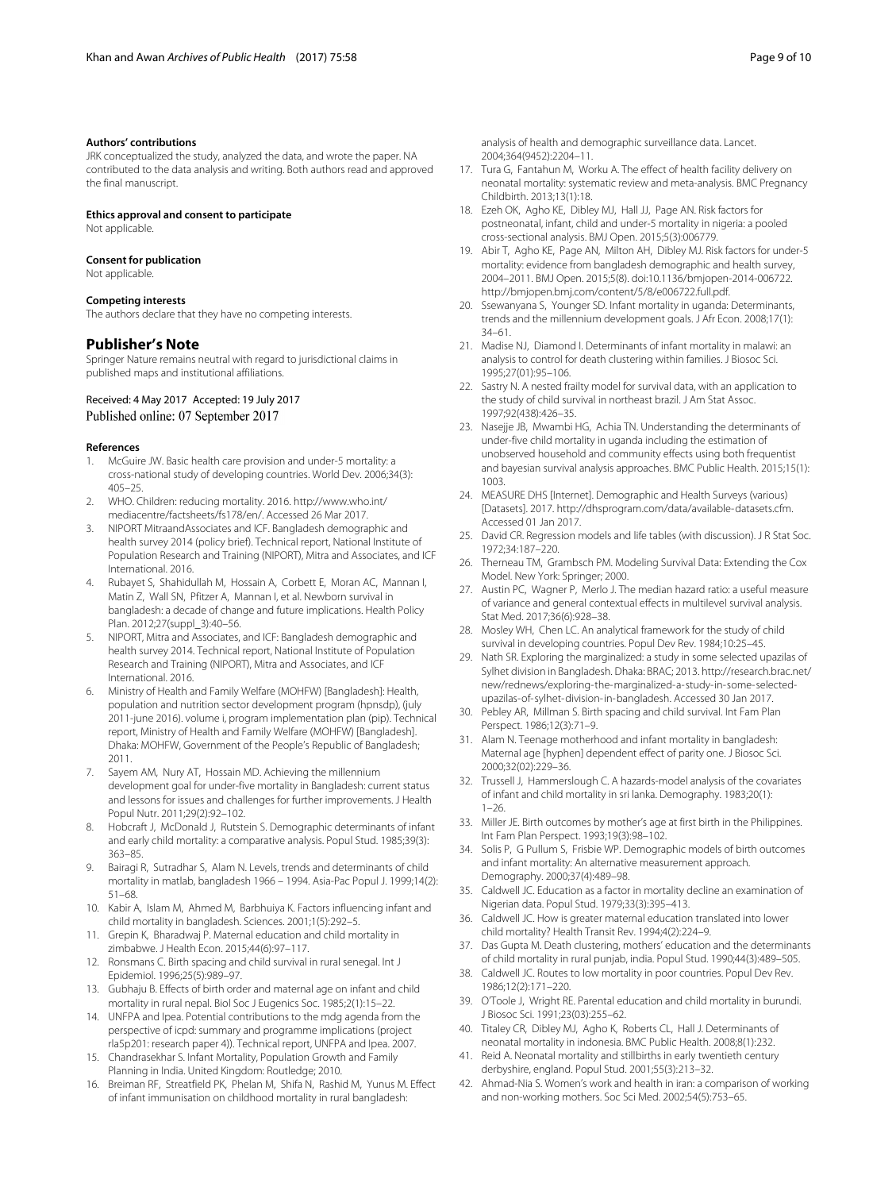#### Authors' contributions

JRK conceptualized the study, analyzed the data, and wrote the paper. NA contributed to the data analysis and writing. Both authors read and approved the final manuscript.

#### Ethics approval and consent to participate

Not applicable.

#### Consent for publication

Not applicable.

#### Competing interests

The authors declare that they have no competing interests.

## Publisher's Note

Springer Nature remains neutral with regard to jurisdictional claims in published maps and institutional affiliations.

Received: 4 May 2017 Accepted: 19 July 2017
Published online: 07 September 2017

#### References

1. McGuire JW. Basic health care provision and under-5 mortality: a cross-national study of developing countries. World Dev. 2006;34(3): 405–25.
2. WHO. Children: reducing mortality. 2016. http://www.who.int/mediacentre/factsheets/fs178/en/. Accessed 26 Mar 2017.
3. NIPORT MitraandAssociates and ICF. Bangladesh demographic and health survey 2014 (policy brief). Technical report, National Institute of Population Research and Training (NIPORT), Mitra and Associates, and ICF International. 2016.
4. Rubayet S, Shahidullah M, Hossain A, Corbett E, Moran AC, Mannan I, Matin Z, Wall SN, Pfitzer A, Mannan I, et al. Newborn survival in bangladesh: a decade of change and future implications. Health Policy Plan. 2012;27(suppl_3):40–56.
5. NIPORT, Mitra and Associates, and ICF: Bangladesh demographic and health survey 2014. Technical report, National Institute of Population Research and Training (NIPORT), Mitra and Associates, and ICF International. 2016.
6. Ministry of Health and Family Welfare (MOHFW) [Bangladesh]: Health, population and nutrition sector development program (hpnsdp), (july 2011-june 2016). volume i, program implementation plan (pip). Technical report, Ministry of Health and Family Welfare (MOHFW) [Bangladesh]. Dhaka: MOHFW, Government of the People's Republic of Bangladesh; 2011.
7. Sayem AM, Nury AT, Hossain MD. Achieving the millennium development goal for under-five mortality in Bangladesh: current status and lessons for issues and challenges for further improvements. J Health Popul Nutr. 2011;29(2):92–102.
8. Hobcraft J, McDonald J, Rutstein S. Demographic determinants of infant and early child mortality: a comparative analysis. Popul Stud. 1985;39(3): 363–85.
9. Bairagi R, Sutradhar S, Alam N. Levels, trends and determinants of child mortality in matlab, bangladesh 1966 – 1994. Asia-Pac Popul J. 1999;14(2): 51–68.
10. Kabir A, Islam M, Ahmed M, Barbhuiya K. Factors influencing infant and child mortality in bangladesh. Sciences. 2001;1(5):292–5.
11. Grepin K, Bharadwaj P. Maternal education and child mortality in zimbabwe. J Health Econ. 2015;44(6):97–117.
12. Ronsmans C. Birth spacing and child survival in rural senegal. Int J Epidemiol. 1996;25(5):989–97.
13. Gubhaju B. Effects of birth order and maternal age on infant and child mortality in rural nepal. Biol Soc J Eugenics Soc. 1985;2(1):15–22.
14. UNFPA and Ipea. Potential contributions to the mdg agenda from the perspective of icpd: summary and programme implications (project rla5p201: research paper 4)). Technical report, UNFPA and Ipea. 2007.
15. Chandrasekhar S. Infant Mortality, Population Growth and Family Planning in India. United Kingdom: Routledge; 2010.
16. Breiman RF, Streatfield PK, Phelan M, Shifa N, Rashid M, Yunus M. Effect of infant immunisation on childhood mortality in rural bangladesh: analysis of health and demographic surveillance data. Lancet. 2004;364(9452):2204–11.
17. Tura G, Fantahun M, Worku A. The effect of health facility delivery on neonatal mortality: systematic review and meta-analysis. BMC Pregnancy Childbirth. 2013;13(1):18.
18. Ezeh OK, Agho KE, Dibley MJ, Hall JJ, Page AN. Risk factors for postneonatal, infant, child and under-5 mortality in nigeria: a pooled cross-sectional analysis. BMJ Open. 2015;5(3):006779.
19. Abir T, Agho KE, Page AN, Milton AH, Dibley MJ. Risk factors for under-5 mortality: evidence from bangladesh demographic and health survey, 2004–2011. BMJ Open. 2015;5(8). doi:10.1136/bmjopen-2014-006722. http://bmjopen.bmj.com/content/5/8/e006722.full.pdf.
20. Ssewanyana S, Younger SD. Infant mortality in uganda: Determinants, trends and the millennium development goals. J Afr Econ. 2008;17(1): 34–61.
21. Madise NJ, Diamond I. Determinants of infant mortality in malawi: an analysis to control for death clustering within families. J Biosoc Sci. 1995;27(01):95–106.
22. Sastry N. A nested frailty model for survival data, with an application to the study of child survival in northeast brazil. J Am Stat Assoc. 1997;92(438):426–35.
23. Nasejje JB, Mwambi HG, Achia TN. Understanding the determinants of under-five child mortality in uganda including the estimation of unobserved household and community effects using both frequentist and bayesian survival analysis approaches. BMC Public Health. 2015;15(1): 1003.
24. MEASURE DHS [Internet]. Demographic and Health Surveys (various) [Datasets]. 2017. http://dhsprogram.com/data/available-datasets.cfm. Accessed 01 Jan 2017.
25. David CR. Regression models and life tables (with discussion). J R Stat Soc. 1972;34:187–220.
26. Therneau TM, Grambsch PM. Modeling Survival Data: Extending the Cox Model. New York: Springer; 2000.
27. Austin PC, Wagner P, Merlo J. The median hazard ratio: a useful measure of variance and general contextual effects in multilevel survival analysis. Stat Med. 2017;36(6):928–38.
28. Mosley WH, Chen LC. An analytical framework for the study of child survival in developing countries. Popul Dev Rev. 1984;10:25–45.
29. Nath SR. Exploring the marginalized: a study in some selected upazilas of Sylhet division in Bangladesh. Dhaka: BRAC; 2013. http://research.brac.net/new/rednews/exploring-the-marginalized-a-study-in-some-selected-upazilas-of-sylhet-division-in-bangladesh. Accessed 30 Jan 2017.
30. Pebley AR, Millman S. Birth spacing and child survival. Int Fam Plan Perspect. 1986;12(3):71–9.
31. Alam N. Teenage motherhood and infant mortality in bangladesh: Maternal age [hyphen] dependent effect of parity one. J Biosoc Sci. 2000;32(02):229–36.
32. Trussell J, Hammerslough C. A hazards-model analysis of the covariates of infant and child mortality in sri lanka. Demography. 1983;20(1): 1–26.
33. Miller JE. Birth outcomes by mother's age at first birth in the Philippines. Int Fam Plan Perspect. 1993;19(3):98–102.
34. Solis P, G Pullum S, Frisbie WP. Demographic models of birth outcomes and infant mortality: An alternative measurement approach. Demography. 2000;37(4):489–98.
35. Caldwell JC. Education as a factor in mortality decline an examination of Nigerian data. Popul Stud. 1979;33(3):395–413.
36. Caldwell JC. How is greater maternal education translated into lower child mortality? Health Transit Rev. 1994;4(2):224–9.
37. Das Gupta M. Death clustering, mothers' education and the determinants of child mortality in rural punjab, india. Popul Stud. 1990;44(3):489–505.
38. Caldwell JC. Routes to low mortality in poor countries. Popul Dev Rev. 1986;12(2):171–220.
39. O'Toole J, Wright RE. Parental education and child mortality in burundi. J Biosoc Sci. 1991;23(03):255–62.
40. Titaley CR, Dibley MJ, Agho K, Roberts CL, Hall J. Determinants of neonatal mortality in indonesia. BMC Public Health. 2008;8(1):232.
41. Reid A. Neonatal mortality and stillbirths in early twentieth century derbyshire, england. Popul Stud. 2001;55(3):213–32.
42. Ahmad-Nia S. Women's work and health in iran: a comparison of working and non-working mothers. Soc Sci Med. 2002;54(5):753–65.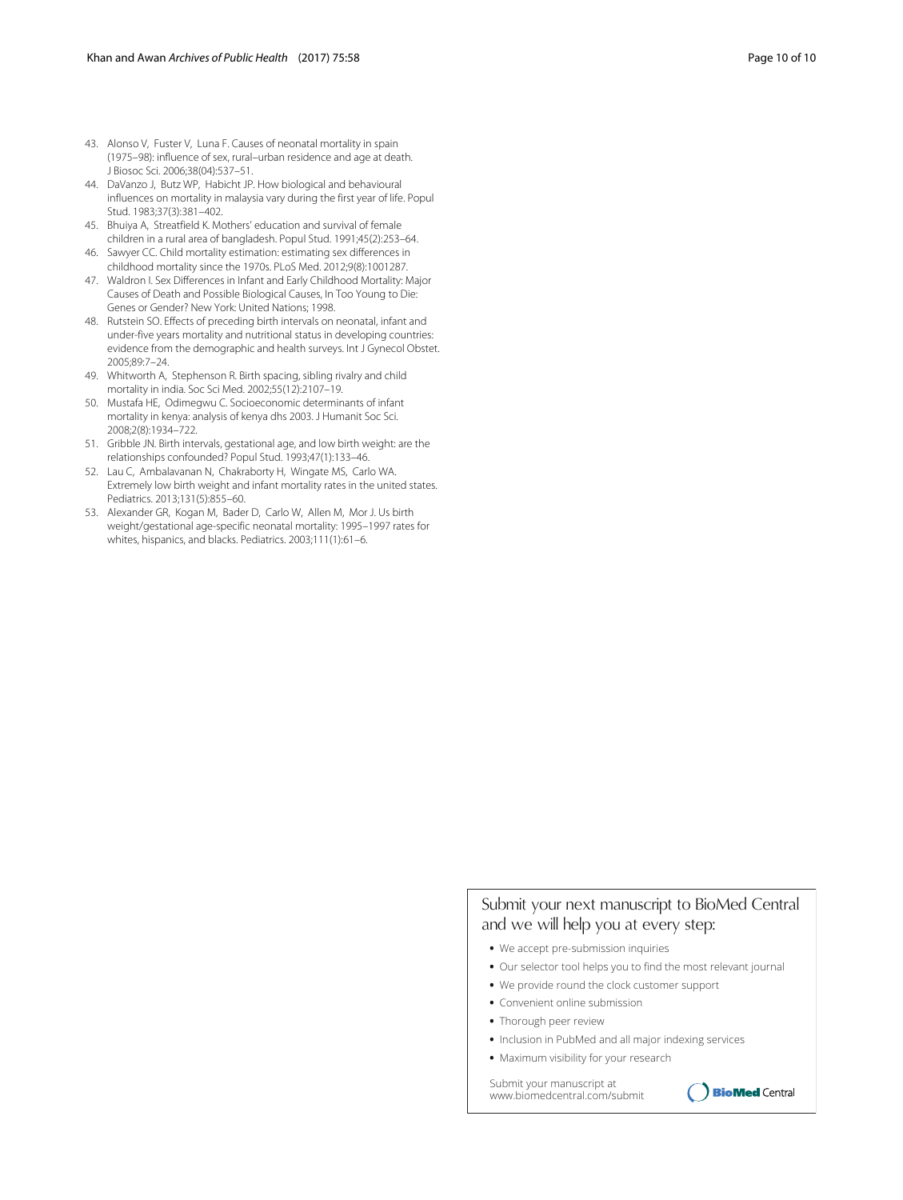43. Alonso V, Fuster V, Luna F. Causes of neonatal mortality in spain (1975–98): influence of sex, rural–urban residence and age at death. J Biosoc Sci. 2006;38(04):537–51.
44. DaVanzo J, Butz WP, Habicht JP. How biological and behavioural influences on mortality in malaysia vary during the first year of life. Popul Stud. 1983;37(3):381–402.
45. Bhuiya A, Streatfield K. Mothers' education and survival of female children in a rural area of bangladesh. Popul Stud. 1991;45(2):253–64.
46. Sawyer CC. Child mortality estimation: estimating sex differences in childhood mortality since the 1970s. PLoS Med. 2012;9(8):1001287.
47. Waldron I. Sex Differences in Infant and Early Childhood Mortality: Major Causes of Death and Possible Biological Causes, In Too Young to Die: Genes or Gender? New York: United Nations; 1998.
48. Rutstein SO. Effects of preceding birth intervals on neonatal, infant and under-five years mortality and nutritional status in developing countries: evidence from the demographic and health surveys. Int J Gynecol Obstet. 2005;89:7–24.
49. Whitworth A, Stephenson R. Birth spacing, sibling rivalry and child mortality in india. Soc Sci Med. 2002;55(12):2107–19.
50. Mustafa HE, Odimegwu C. Socioeconomic determinants of infant mortality in kenya: analysis of kenya dhs 2003. J Humanit Soc Sci. 2008;2(8):1934–722.
51. Gribble JN. Birth intervals, gestational age, and low birth weight: are the relationships confounded? Popul Stud. 1993;47(1):133–46.
52. Lau C, Ambalavanan N, Chakraborty H, Wingate MS, Carlo WA. Extremely low birth weight and infant mortality rates in the united states. Pediatrics. 2013;131(5):855–60.
53. Alexander GR, Kogan M, Bader D, Carlo W, Allen M, Mor J. Us birth weight/gestational age-specific neonatal mortality: 1995–1997 rates for whites, hispanics, and blacks. Pediatrics. 2003;111(1):61–6.

Submit your next manuscript to BioMed Central and we will help you at every step:

- We accept pre-submission inquiries
- Our selector tool helps you to find the most relevant journal
- We provide round the clock customer support
- Convenient online submission
- Thorough peer review
- Inclusion in PubMed and all major indexing services
- Maximum visibility for your research

Submit your manuscript at
www.biomedcentral.com/submit

BioMed Central